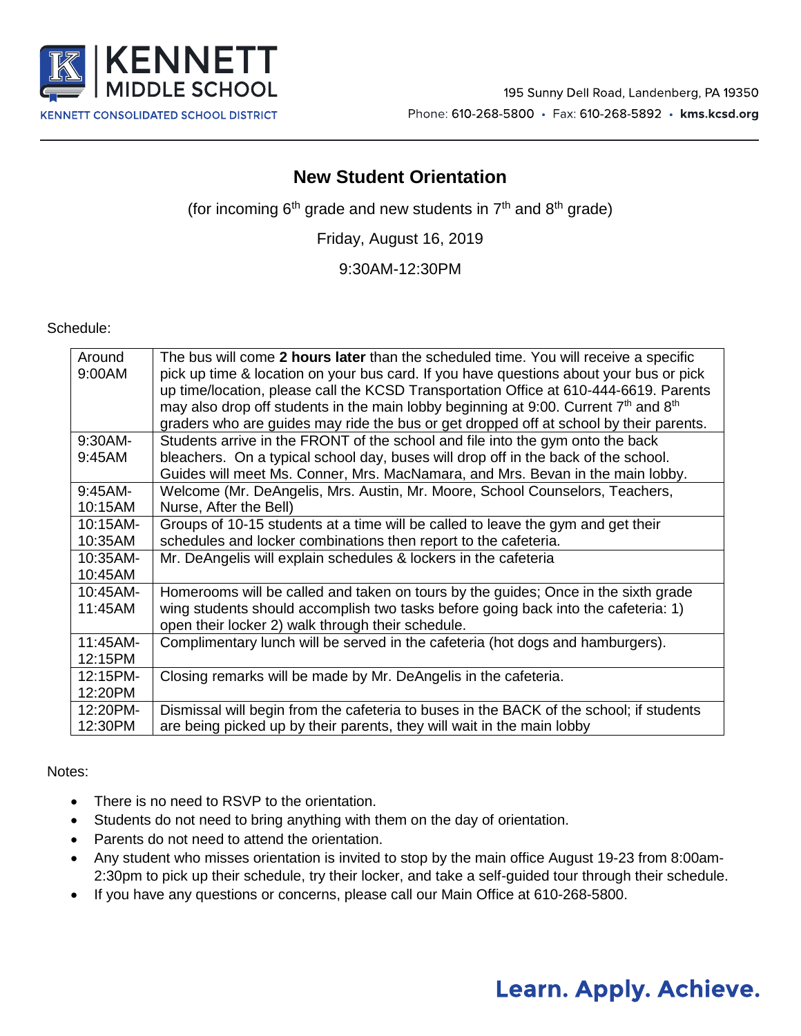KENNETT MIDDLE SCHOOL

KENNETT CONSOLIDATED SCHOOL DISTRICT

195 Sunny Dell Road, Landenberg, PA 19350

Phone: 610-268-5800 • Fax: 610-268-5892 • **kms.kcsd.org**

## New Student Orientation

(for incoming 6th grade and new students in 7th and 8th grade)

Friday, August 16, 2019

9:30AM-12:30PM

Schedule:

| Time | Activity |
|---|---|
| Around 9:00AM | The bus will come **2 hours later** than the scheduled time. You will receive a specific pick up time & location on your bus card. If you have questions about your bus or pick up time/location, please call the KCSD Transportation Office at 610-444-6619. Parents may also drop off students in the main lobby beginning at 9:00. Current 7th and 8th graders who are guides may ride the bus or get dropped off at school by their parents. |
| 9:30AM-9:45AM | Students arrive in the FRONT of the school and file into the gym onto the back bleachers. On a typical school day, buses will drop off in the back of the school. Guides will meet Ms. Conner, Mrs. MacNamara, and Mrs. Bevan in the main lobby. |
| 9:45AM-10:15AM | Welcome (Mr. DeAngelis, Mrs. Austin, Mr. Moore, School Counselors, Teachers, Nurse, After the Bell) |
| 10:15AM-10:35AM | Groups of 10-15 students at a time will be called to leave the gym and get their schedules and locker combinations then report to the cafeteria. |
| 10:35AM-10:45AM | Mr. DeAngelis will explain schedules & lockers in the cafeteria |
| 10:45AM-11:45AM | Homerooms will be called and taken on tours by the guides; Once in the sixth grade wing students should accomplish two tasks before going back into the cafeteria: 1) open their locker 2) walk through their schedule. |
| 11:45AM-12:15PM | Complimentary lunch will be served in the cafeteria (hot dogs and hamburgers). |
| 12:15PM-12:20PM | Closing remarks will be made by Mr. DeAngelis in the cafeteria. |
| 12:20PM-12:30PM | Dismissal will begin from the cafeteria to buses in the BACK of the school; if students are being picked up by their parents, they will wait in the main lobby |

Notes:

- There is no need to RSVP to the orientation.
- Students do not need to bring anything with them on the day of orientation.
- Parents do not need to attend the orientation.
- Any student who misses orientation is invited to stop by the main office August 19-23 from 8:00am-2:30pm to pick up their schedule, try their locker, and take a self-guided tour through their schedule.
- If you have any questions or concerns, please call our Main Office at 610-268-5800.

**Learn. Apply. Achieve.**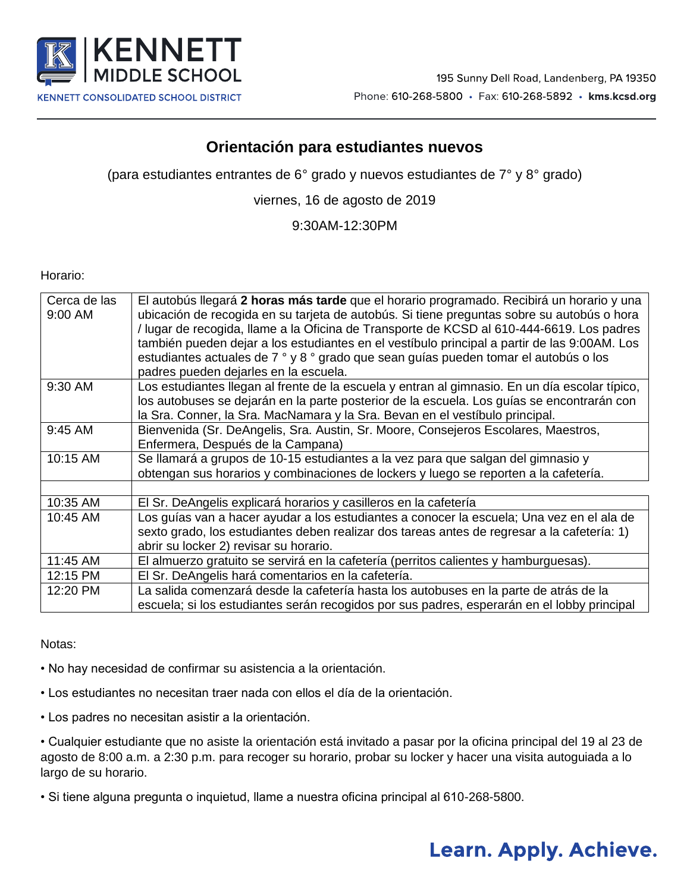KENNETT MIDDLE SCHOOL

KENNETT CONSOLIDATED SCHOOL DISTRICT

195 Sunny Dell Road, Landenberg, PA 19350

Phone: 610-268-5800 • Fax: 610-268-5892 • kms.kcsd.org

## Orientación para estudiantes nuevos

(para estudiantes entrantes de 6° grado y nuevos estudiantes de 7° y 8° grado)

viernes, 16 de agosto de 2019

9:30AM-12:30PM

Horario:

| | |
|---|---|
| Cerca de las 9:00 AM | El autobús llegará **2 horas más tarde** que el horario programado. Recibirá un horario y una ubicación de recogida en su tarjeta de autobús. Si tiene preguntas sobre su autobús o hora / lugar de recogida, llame a la Oficina de Transporte de KCSD al 610-444-6619. Los padres también pueden dejar a los estudiantes en el vestíbulo principal a partir de las 9:00AM. Los estudiantes actuales de 7 ° y 8 ° grado que sean guías pueden tomar el autobús o los padres pueden dejarles en la escuela. |
| 9:30 AM | Los estudiantes llegan al frente de la escuela y entran al gimnasio. En un día escolar típico, los autobuses se dejarán en la parte posterior de la escuela. Los guías se encontrarán con la Sra. Conner, la Sra. MacNamara y la Sra. Bevan en el vestíbulo principal. |
| 9:45 AM | Bienvenida (Sr. DeAngelis, Sra. Austin, Sr. Moore, Consejeros Escolares, Maestros, Enfermera, Después de la Campana) |
| 10:15 AM | Se llamará a grupos de 10-15 estudiantes a la vez para que salgan del gimnasio y obtengan sus horarios y combinaciones de lockers y luego se reporten a la cafetería. |
| | |
| 10:35 AM | El Sr. DeAngelis explicará horarios y casilleros en la cafetería |
| 10:45 AM | Los guías van a hacer ayudar a los estudiantes a conocer la escuela; Una vez en el ala de sexto grado, los estudiantes deben realizar dos tareas antes de regresar a la cafetería: 1) abrir su locker 2) revisar su horario. |
| 11:45 AM | El almuerzo gratuito se servirá en la cafetería (perritos calientes y hamburguesas). |
| 12:15 PM | El Sr. DeAngelis hará comentarios en la cafetería. |
| 12:20 PM | La salida comenzará desde la cafetería hasta los autobuses en la parte de atrás de la escuela; si los estudiantes serán recogidos por sus padres, esperarán en el lobby principal |

Notas:

- No hay necesidad de confirmar su asistencia a la orientación.
- Los estudiantes no necesitan traer nada con ellos el día de la orientación.
- Los padres no necesitan asistir a la orientación.
- Cualquier estudiante que no asiste la orientación está invitado a pasar por la oficina principal del 19 al 23 de agosto de 8:00 a.m. a 2:30 p.m. para recoger su horario, probar su locker y hacer una visita autoguiada a lo largo de su horario.
- Si tiene alguna pregunta o inquietud, llame a nuestra oficina principal al 610-268-5800.

**Learn. Apply. Achieve.**